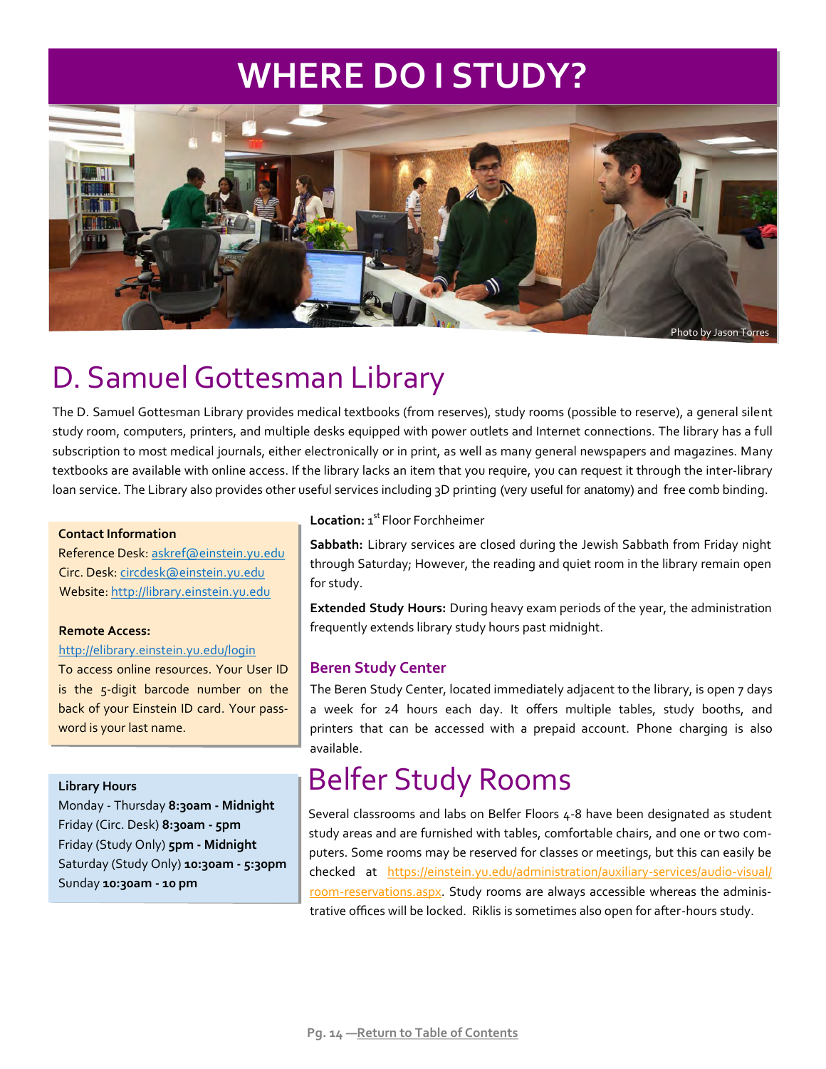# WHERE DO I STUDY?

Photo by Jason Torres

## D. Samuel Gottesman Library

The D. Samuel Gottesman Library provides medical textbooks (from reserves), study rooms (possible to reserve), a general silent study room, computers, printers, and multiple desks equipped with power outlets and Internet connections. The library has a full subscription to most medical journals, either electronically or in print, as well as many general newspapers and magazines. Many textbooks are available with online access. If the library lacks an item that you require, you can request it through the inter-library loan service. The Library also provides other useful services including 3D printing (very useful for anatomy) and free comb binding.

**Contact Information**
Reference Desk: askref@einstein.yu.edu
Circ. Desk: circdesk@einstein.yu.edu
Website: http://library.einstein.yu.edu

**Remote Access:**
http://elibrary.einstein.yu.edu/login
To access online resources. Your User ID is the 5-digit barcode number on the back of your Einstein ID card. Your password is your last name.

**Library Hours**
Monday - Thursday **8:30am - Midnight**
Friday (Circ. Desk) **8:30am - 5pm**
Friday (Study Only) **5pm - Midnight**
Saturday (Study Only) **10:30am - 5:30pm**
Sunday **10:30am - 10 pm**

**Location:** 1st Floor Forchheimer

**Sabbath:** Library services are closed during the Jewish Sabbath from Friday night through Saturday; However, the reading and quiet room in the library remain open for study.

**Extended Study Hours:** During heavy exam periods of the year, the administration frequently extends library study hours past midnight.

### Beren Study Center

The Beren Study Center, located immediately adjacent to the library, is open 7 days a week for 24 hours each day. It offers multiple tables, study booths, and printers that can be accessed with a prepaid account. Phone charging is also available.

## Belfer Study Rooms

Several classrooms and labs on Belfer Floors 4-8 have been designated as student study areas and are furnished with tables, comfortable chairs, and one or two computers. Some rooms may be reserved for classes or meetings, but this can easily be checked at https://einstein.yu.edu/administration/auxiliary-services/audio-visual/room-reservations.aspx. Study rooms are always accessible whereas the administrative offices will be locked. Riklis is sometimes also open for after-hours study.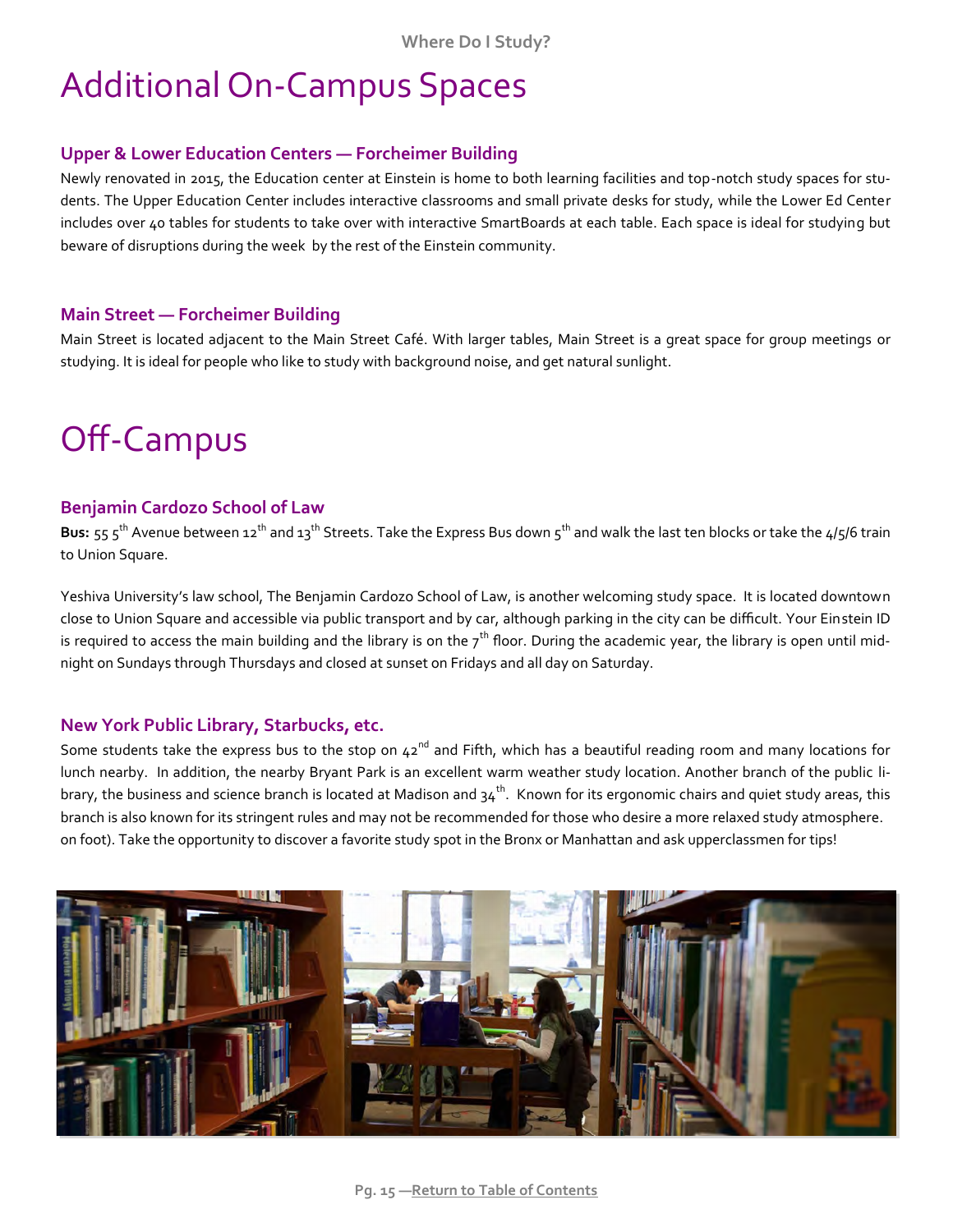# Additional On-Campus Spaces

### Upper & Lower Education Centers — Forcheimer Building

Newly renovated in 2015, the Education center at Einstein is home to both learning facilities and top-notch study spaces for students. The Upper Education Center includes interactive classrooms and small private desks for study, while the Lower Ed Center includes over 40 tables for students to take over with interactive SmartBoards at each table. Each space is ideal for studying but beware of disruptions during the week by the rest of the Einstein community.

### Main Street — Forcheimer Building

Main Street is located adjacent to the Main Street Café. With larger tables, Main Street is a great space for group meetings or studying. It is ideal for people who like to study with background noise, and get natural sunlight.

# Off-Campus

### Benjamin Cardozo School of Law

**Bus:** 55 5th Avenue between 12th and 13th Streets. Take the Express Bus down 5th and walk the last ten blocks or take the 4/5/6 train to Union Square.

Yeshiva University's law school, The Benjamin Cardozo School of Law, is another welcoming study space. It is located downtown close to Union Square and accessible via public transport and by car, although parking in the city can be difficult. Your Einstein ID is required to access the main building and the library is on the 7th floor. During the academic year, the library is open until midnight on Sundays through Thursdays and closed at sunset on Fridays and all day on Saturday.

### New York Public Library, Starbucks, etc.

Some students take the express bus to the stop on 42nd and Fifth, which has a beautiful reading room and many locations for lunch nearby. In addition, the nearby Bryant Park is an excellent warm weather study location. Another branch of the public library, the business and science branch is located at Madison and 34th. Known for its ergonomic chairs and quiet study areas, this branch is also known for its stringent rules and may not be recommended for those who desire a more relaxed study atmosphere. on foot). Take the opportunity to discover a favorite study spot in the Bronx or Manhattan and ask upperclassmen for tips!